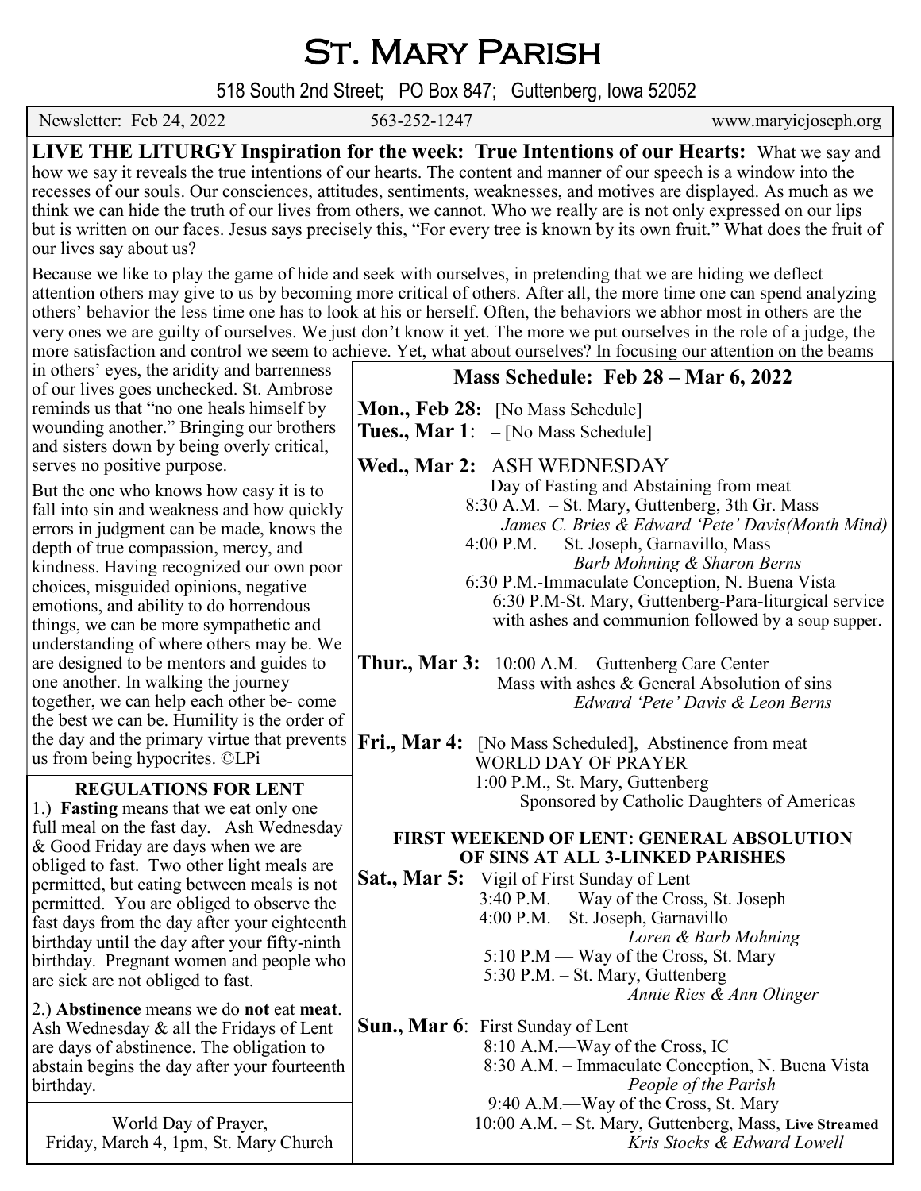# St. Mary Parish

518 South 2nd Street; PO Box 847; Guttenberg, Iowa 52052

Newsletter: Feb 24, 2022 | 563-252-1247 | www.maryicjoseph.org

**LIVE THE LITURGY Inspiration for the week: True Intentions of our Hearts:** What we say and how we say it reveals the true intentions of our hearts. The content and manner of our speech is a window into the recesses of our souls. Our consciences, attitudes, sentiments, weaknesses, and motives are displayed. As much as we think we can hide the truth of our lives from others, we cannot. Who we really are is not only expressed on our lips but is written on our faces. Jesus says precisely this, "For every tree is known by its own fruit." What does the fruit of our lives say about us?

Because we like to play the game of hide and seek with ourselves, in pretending that we are hiding we deflect attention others may give to us by becoming more critical of others. After all, the more time one can spend analyzing others' behavior the less time one has to look at his or herself. Often, the behaviors we abhor most in others are the very ones we are guilty of ourselves. We just don't know it yet. The more we put ourselves in the role of a judge, the more satisfaction and control we seem to achieve. Yet, what about ourselves? In focusing our attention on the beams in others' eyes, the aridity and barrenness of our lives goes unchecked. St. Ambrose reminds us that "no one heals himself by wounding another." Bringing our brothers and sisters down by being overly critical, serves no positive purpose.

But the one who knows how easy it is to fall into sin and weakness and how quickly errors in judgment can be made, knows the depth of true compassion, mercy, and kindness. Having recognized our own poor choices, misguided opinions, negative emotions, and ability to do horrendous things, we can be more sympathetic and understanding of where others may be. We are designed to be mentors and guides to one another. In walking the journey together, we can help each other be- come the best we can be. Humility is the order of the day and the primary virtue that prevents us from being hypocrites. ©LPi

## REGULATIONS FOR LENT

1.) **Fasting** means that we eat only one full meal on the fast day. Ash Wednesday & Good Friday are days when we are obliged to fast. Two other light meals are permitted, but eating between meals is not permitted. You are obliged to observe the fast days from the day after your eighteenth birthday until the day after your fifty-ninth birthday. Pregnant women and people who are sick are not obliged to fast.

2.) **Abstinence** means we do **not** eat **meat**. Ash Wednesday & all the Fridays of Lent are days of abstinence. The obligation to abstain begins the day after your fourteenth birthday.

World Day of Prayer,
Friday, March 4, 1pm, St. Mary Church

## Mass Schedule: Feb 28 – Mar 6, 2022

**Mon., Feb 28:** [No Mass Schedule]

**Tues., Mar 1**: – [No Mass Schedule]

**Wed., Mar 2:** ASH WEDNESDAY
Day of Fasting and Abstaining from meat
8:30 A.M. – St. Mary, Guttenberg, 3th Gr. Mass
*James C. Bries & Edward 'Pete' Davis(Month Mind)*
4:00 P.M. — St. Joseph, Garnavillo, Mass
*Barb Mohning & Sharon Berns*
6:30 P.M.-Immaculate Conception, N. Buena Vista
6:30 P.M-St. Mary, Guttenberg-Para-liturgical service with ashes and communion followed by a soup supper.

**Thur., Mar 3:** 10:00 A.M. – Guttenberg Care Center
Mass with ashes & General Absolution of sins
*Edward 'Pete' Davis & Leon Berns*

**Fri., Mar 4:** [No Mass Scheduled], Abstinence from meat
WORLD DAY OF PRAYER
1:00 P.M., St. Mary, Guttenberg
Sponsored by Catholic Daughters of Americas

**FIRST WEEKEND OF LENT: GENERAL ABSOLUTION OF SINS AT ALL 3-LINKED PARISHES**

**Sat., Mar 5:** Vigil of First Sunday of Lent
3:40 P.M. — Way of the Cross, St. Joseph
4:00 P.M. – St. Joseph, Garnavillo
*Loren & Barb Mohning*
5:10 P.M — Way of the Cross, St. Mary
5:30 P.M. – St. Mary, Guttenberg
*Annie Ries & Ann Olinger*

**Sun., Mar 6**: First Sunday of Lent
8:10 A.M.—Way of the Cross, IC
8:30 A.M. – Immaculate Conception, N. Buena Vista
*People of the Parish*
9:40 A.M.—Way of the Cross, St. Mary
10:00 A.M. – St. Mary, Guttenberg, Mass, **Live Streamed**
*Kris Stocks & Edward Lowell*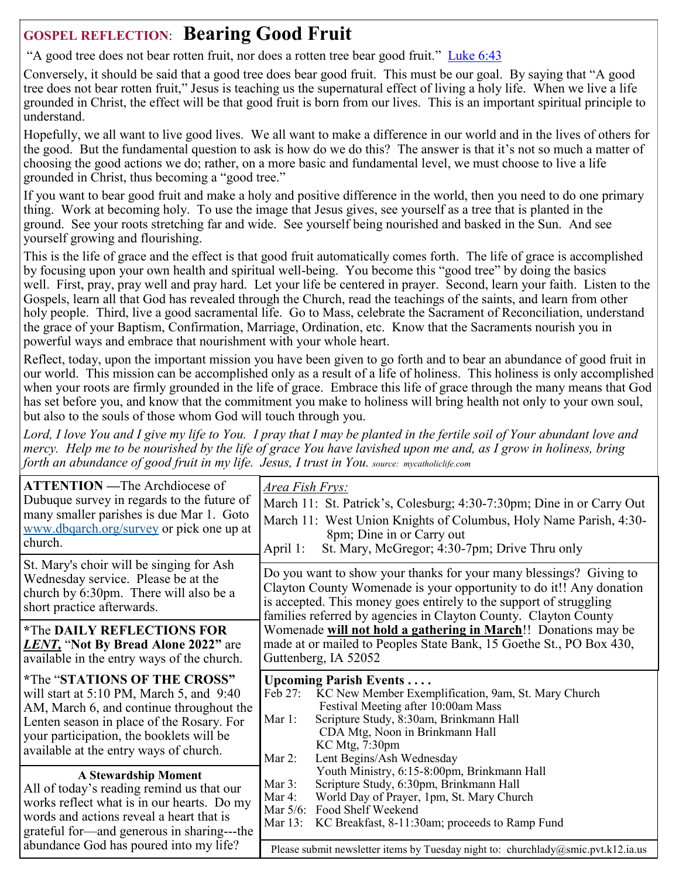## GOSPEL REFLECTION: Bearing Good Fruit

"A good tree does not bear rotten fruit, nor does a rotten tree bear good fruit." Luke 6:43

Conversely, it should be said that a good tree does bear good fruit. This must be our goal. By saying that "A good tree does not bear rotten fruit," Jesus is teaching us the supernatural effect of living a holy life. When we live a life grounded in Christ, the effect will be that good fruit is born from our lives. This is an important spiritual principle to understand.

Hopefully, we all want to live good lives. We all want to make a difference in our world and in the lives of others for the good. But the fundamental question to ask is how do we do this? The answer is that it's not so much a matter of choosing the good actions we do; rather, on a more basic and fundamental level, we must choose to live a life grounded in Christ, thus becoming a "good tree."

If you want to bear good fruit and make a holy and positive difference in the world, then you need to do one primary thing. Work at becoming holy. To use the image that Jesus gives, see yourself as a tree that is planted in the ground. See your roots stretching far and wide. See yourself being nourished and basked in the Sun. And see yourself growing and flourishing.

This is the life of grace and the effect is that good fruit automatically comes forth. The life of grace is accomplished by focusing upon your own health and spiritual well-being. You become this "good tree" by doing the basics well. First, pray, pray well and pray hard. Let your life be centered in prayer. Second, learn your faith. Listen to the Gospels, learn all that God has revealed through the Church, read the teachings of the saints, and learn from other holy people. Third, live a good sacramental life. Go to Mass, celebrate the Sacrament of Reconciliation, understand the grace of your Baptism, Confirmation, Marriage, Ordination, etc. Know that the Sacraments nourish you in powerful ways and embrace that nourishment with your whole heart.

Reflect, today, upon the important mission you have been given to go forth and to bear an abundance of good fruit in our world. This mission can be accomplished only as a result of a life of holiness. This holiness is only accomplished when your roots are firmly grounded in the life of grace. Embrace this life of grace through the many means that God has set before you, and know that the commitment you make to holiness will bring health not only to your own soul, but also to the souls of those whom God will touch through you.

*Lord, I love You and I give my life to You. I pray that I may be planted in the fertile soil of Your abundant love and mercy. Help me to be nourished by the life of grace You have lavished upon me and, as I grow in holiness, bring forth an abundance of good fruit in my life. Jesus, I trust in You.* source: mycatholiclife.com

**ATTENTION** —The Archdiocese of Dubuque survey in regards to the future of many smaller parishes is due Mar 1. Goto www.dbqarch.org/survey or pick one up at church.

St. Mary's choir will be singing for Ash Wednesday service. Please be at the church by 6:30pm. There will also be a short practice afterwards.

*The **DAILY REFLECTIONS FOR *LENT,*** "**Not By Bread Alone 2022**" are available in the entry ways of the church.

*The "**STATIONS OF THE CROSS**" will start at 5:10 PM, March 5, and 9:40 AM, March 6, and continue throughout the Lenten season in place of the Rosary. For your participation, the booklets will be available at the entry ways of church.

**A Stewardship Moment**

All of today's reading remind us that our works reflect what is in our hearts. Do my words and actions reveal a heart that is grateful for—and generous in sharing---the abundance God has poured into my life?

*Area Fish Frys:*

March 11: St. Patrick's, Colesburg; 4:30-7:30pm; Dine in or Carry Out

March 11: West Union Knights of Columbus, Holy Name Parish, 4:30-8pm; Dine in or Carry out

April 1: St. Mary, McGregor; 4:30-7pm; Drive Thru only

Do you want to show your thanks for your many blessings? Giving to Clayton County Womenade is your opportunity to do it!! Any donation is accepted. This money goes entirely to the support of struggling families referred by agencies in Clayton County. Clayton County Womenade **will not hold a gathering in March**!! Donations may be made at or mailed to Peoples State Bank, 15 Goethe St., PO Box 430, Guttenberg, IA 52052

**Upcoming Parish Events . . . .**

Feb 27: KC New Member Exemplification, 9am, St. Mary Church
Festival Meeting after 10:00am Mass

Mar 1: Scripture Study, 8:30am, Brinkmann Hall
CDA Mtg, Noon in Brinkmann Hall
KC Mtg, 7:30pm

Mar 2: Lent Begins/Ash Wednesday
Youth Ministry, 6:15-8:00pm, Brinkmann Hall

Mar 3: Scripture Study, 6:30pm, Brinkmann Hall

Mar 4: World Day of Prayer, 1pm, St. Mary Church

Mar 5/6: Food Shelf Weekend

Mar 13: KC Breakfast, 8-11:30am; proceeds to Ramp Fund

Please submit newsletter items by Tuesday night to: churchlady@smic.pvt.k12.ia.us